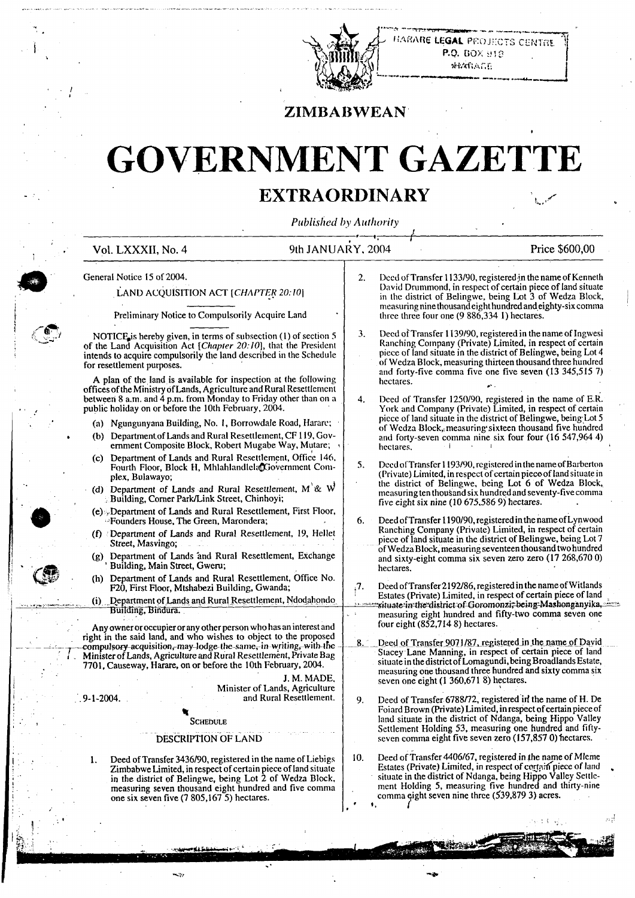HARARE LEGAL PROJECTS CENTRE
P.O. BOX 918
HARARE

# ZIMBABWEAN

# GOVERNMENT GAZETTE

## EXTRAORDINARY

*Published by Authority*

Vol. LXXXII, No. 4 | 9th JANUARY, 2004 | Price $600,00

General Notice 15 of 2004.

LAND ACQUISITION ACT [*CHAPTER 20:10*]

Preliminary Notice to Compulsorily Acquire Land

NOTICE is hereby given, in terms of subsection (1) of section 5 of the Land Acquisition Act [*Chapter 20:10*], that the President intends to acquire compulsorily the land described in the Schedule for resettlement purposes.

A plan of the land is available for inspection at the following offices of the Ministry of Lands, Agriculture and Rural Resettlement between 8 a.m. and 4 p.m. from Monday to Friday other than on a public holiday on or before the 10th February, 2004.

(a) Ngungunyana Building, No. 1, Borrowdale Road, Harare;

(b) Department of Lands and Rural Resettlement, CF 119, Government Composite Block, Robert Mugabe Way, Mutare;

(c) Department of Lands and Rural Resettlement, Office 146, Fourth Floor, Block H, Mhlahlandlela Government Complex, Bulawayo;

(d) Department of Lands and Rural Resettlement, M & W Building, Corner Park/Link Street, Chinhoyi;

(e) Department of Lands and Rural Resettlement, First Floor, Founders House, The Green, Marondera;

(f) Department of Lands and Rural Resettlement, 19, Hellet Street, Masvingo;

(g) Department of Lands and Rural Resettlement, Exchange Building, Main Street, Gweru;

(h) Department of Lands and Rural Resettlement, Office No. F20, First Floor, Mtshabezi Building, Gwanda;

(i) Department of Lands and Rural Resettlement, Ndodahondo Building, Bindura.

Any owner or occupier or any other person who has an interest and right in the said land, and who wishes to object to the proposed compulsory acquisition, may lodge the same, in writing, with the Minister of Lands, Agriculture and Rural Resettlement, Private Bag 7701, Causeway, Harare, on or before the 10th February, 2004.

J. M. MADE,
Minister of Lands, Agriculture
and Rural Resettlement.

9-1-2004.

SCHEDULE

DESCRIPTION OF LAND

1. Deed of Transfer 3436/90, registered in the name of Liebigs Zimbabwe Limited, in respect of certain piece of land situate in the district of Belingwe, being Lot 2 of Wedza Block, measuring seven thousand eight hundred and five comma one six seven five (7 805,167 5) hectares.

2. Deed of Transfer 1133/90, registered in the name of Kenneth David Drummond, in respect of certain piece of land situate in the district of Belingwe, being Lot 3 of Wedza Block, measuring nine thousand eight hundred and eighty-six comma three three four one (9 886,334 1) hectares.

3. Deed of Transfer 1139/90, registered in the name of Ingwesi Ranching Company (Private) Limited, in respect of certain piece of land situate in the district of Belingwe, being Lot 4 of Wedza Block, measuring thirteen thousand three hundred and forty-five comma five one five seven (13 345,515 7) hectares.

4. Deed of Transfer 1250/90, registered in the name of E.R. York and Company (Private) Limited, in respect of certain piece of land situate in the district of Belingwe, being Lot 5 of Wedza Block, measuring sixteen thousand five hundred and forty-seven comma nine six four four (16 547,964 4) hectares.

5. Deed of Transfer 1193/90, registered in the name of Barberton (Private) Limited, in respect of certain piece of land situate in the district of Belingwe, being Lot 6 of Wedza Block, measuring ten thousand six hundred and seventy-five comma five eight six nine (10 675,586 9) hectares.

6. Deed of Transfer 1190/90, registered in the name of Lynwood Ranching Company (Private) Limited, in respect of certain piece of land situate in the district of Belingwe, being Lot 7 of Wedza Block, measuring seventeen thousand two hundred and sixty-eight comma six seven zero zero (17 268,670 0) hectares.

7. Deed of Transfer 2192/86, registered in the name of Witlands Estates (Private) Limited, in respect of certain piece of land situate in the district of Goromonzi, being Mashonganyika, measuring eight hundred and fifty-two comma seven one four eight (852,714 8) hectares.

8. Deed of Transfer 9071/87, registered in the name of David Stacey Lane Manning, in respect of certain piece of land situate in the district of Lomagundi, being Broadlands Estate, measuring one thousand three hundred and sixty comma six seven one eight (1 360,671 8) hectares.

9. Deed of Transfer 6788/72, registered in the name of H. De Foiard Brown (Private) Limited, in respect of certain piece of land situate in the district of Ndanga, being Hippo Valley Settlement Holding 53, measuring one hundred and fifty-seven comma eight five seven zero (157,857 0) hectares.

10. Deed of Transfer 4406/67, registered in the name of Mleme Estates (Private) Limited, in respect of certain piece of land situate in the district of Ndanga, being Hippo Valley Settlement Holding 5, measuring five hundred and thirty-nine comma eight seven nine three (539,879 3) acres.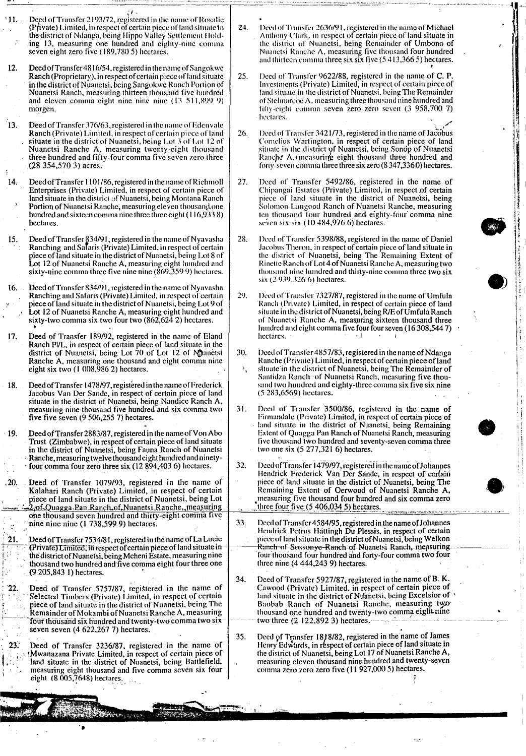11. Deed of Transfer 2193/72, registered in the name of Rosalie (Private) Limited, in respect of certain piece of land situate in the district of Ndanga, being Hippo Valley Settlement Holding 13, measuring one hundred and eighty-nine comma seven eight zero five (189,780 5) hectares.

12. Deed of Transfer 4816/54, registered in the name of Sangokwe Ranch (Proprietary), in respect of certain piece of land situate in the district of Nuanetsi, being Sangokwe Ranch Portion of Nuanetsi Ranch, measuring thirteen thousand five hundred and eleven comma eight nine nine nine (13 511,899 9) morgen.

13. Deed of Transfer 376/63, registered in the name of Edenvale Ranch (Private) Limited, in respect of certain piece of land situate in the district of Nuanetsi, being Lot 3 of Lot 12 of Nuanetsi Ranche A, measuring twenty-eight thousand three hundred and fifty-four comma five seven zero three (28 354,570 3) acres.

14. Deed of Transfer 1101/86, registered in the name of Richmoll Enterprises (Private) Limited, in respect of certain piece of land situate in the district of Nuanetsi, being Montana Ranch Portion of Nuanetsi Ranche, measuring eleven thousand one hundred and sixteen comma nine three three eight (116,933 8) hectares.

15. Deed of Transfer 834/91, registered in the name of Nyavasha Ranching and Safaris (Private) Limited, in respect of certain piece of land situate in the district of Nuanetsi, being Lot 8 of Lot 12 of Nuanetsi Ranche A, measuring eight hundred and sixty-nine comma three five nine nine (869,359 9) hectares.

16. Deed of Transfer 834/91, registered in the name of Nyavasha Ranching and Safaris (Private) Limited, in respect of certain piece of land situate in the district of Nuanetsi, being Lot 9 of Lot 12 of Nuanetsi Ranche A, measuring eight hundred and sixty-two comma six two four four (862,624 2) hectares.

17. Deed of Transfer 189/92, registered in the name of Eland Ranch P/L, in respect of certain piece of land situate in the district of Nuanetsi, being Lot 70 of Lot 12 of Nuanetsi Ranche A, measuring one thousand and eight comma nine eight six two (1 008,986 2) hectares.

18. Deed of Transfer 1478/97, registered in the name of Frederick Jacobus Van Der Sande, in respect of certain piece of land situate in the district of Nuanetsi, being Nandice Ranch A, measuring nine thousand five hundred and six comma two five five seven (9 506,255 7) hectares.

19. Deed of Transfer 2883/87, registered in the name of Von Abo Trust (Zimbabwe), in respect of certain piece of land situate in the district of Nuanetsi, being Fauna Ranch of Nuanetsi Ranche, measuring twelve thousand eight hundred and ninety-four comma four zero three six (12 894,403 6) hectares.

20. Deed of Transfer 1079/93, registered in the name of Kalahari Ranch (Private) Limited, in respect of certain piece of land situate in the district of Nuanetsi, being Lot 2 of Quagga Pan Ranch of Nuanetsi Ranche, measuring one thousand seven hundred and thirty-eight comma five nine nine nine (1 738,599 9) hectares.

21. Deed of Transfer 7534/81, registered in the name of La Lucie (Private) Limited, in respect of certain piece of land situate in the district of Nuanetsi, being Mcheni Estate, measuring nine thousand two hundred and five comma eight four three one (9 205,843 1) hectares.

22. Deed of Transfer 5757/87, registered in the name of Selected Timbers (Private) Limited, in respect of certain piece of land situate in the district of Nuanetsi, being The Remainder of Mokambi of Nuanetsi Ranche A, measuring four thousand six hundred and twenty-two comma two six seven seven (4 622,267 7) hectares.

23. Deed of Transfer 3236/87, registered in the name of Mwanazana Private Limited, in respect of certain piece of land situate in the district of Nuanetsi, being Battlefield, measuring eight thousand and five comma seven six four eight (8 005,7648) hectares.

24. Deed of Transfer 2636/91, registered in the name of Michael Anthony Clark, in respect of certain piece of land situate in the district of Nuanetsi, being Remainder of Umbono of Nuanetsi Ranche A, measuring five thousand four hundred and thirteen comma three six six five (5 413,366 5) hectares.

25. Deed of Transfer 9622/88, registered in the name of C. P. Investments (Private) Limited, in respect of certain piece of land situate in the district of Nuanetsi, being The Remainder of Stelmarcoe A, measuring three thousand nine hundred and fifty-eight comma seven zero zero seven (3 958,700 7) hectares.

26. Deed of Transfer 3421/73, registered in the name of Jacobus Cornelius Wartington, in respect of certain piece of land situate in the district of Nuanetsi, being Sondop of Nuanetsi Ranche A, measuring eight thousand three hundred and forty-seven comma three three six zero (8 347,336 0) hectares.

27. Deed of Transfer 5492/86, registered in the name of Chipangai Estates (Private) Limited, in respect of certain piece of land situate in the district of Nuanetsi, being Solomon Langood Ranch of Nuanetsi Ranche, measuring ten thousand four hundred and eighty-four comma nine seven six six (10 484,976 6) hectares.

28. Deed of Transfer 5398/88, registered in the name of Daniel Jacobus Theron, in respect of certain piece of land situate in the district of Nuanetsi, being The Remaining Extent of Rinette Ranch of Lot 4 of Nuanetsi Ranche A, measuring two thousand nine hundred and thirty-nine comma three two six six (2 939,326 6) hectares.

29. Deed of Transfer 7327/87, registered in the name of Umfula Ranch (Private) Limited, in respect of certain piece of land situate in the district of Nuanetsi, being R/E of Umfula Ranch of Nuanetsi Ranche A, measuring sixteen thousand three hundred and eight comma five four four seven (16 308,544 7) hectares.

30. Deed of Transfer 4857/83, registered in the name of Ndanga Ranche (Private) Limited, in respect of certain piece of land situate in the district of Nuanetsi, being The Remainder of Santidza Ranch of Nuanetsi Ranch, measuring five thousand two hundred and eighty-three comma six five six nine (5 283,6569) hectares.

31. Deed of Transfer 3500/86, registered in the name of Firmandale (Private) Limited, in respect of certain piece of land situate in the district of Nuanetsi, being Remaining Extent of Quagga Pan Ranch of Nuanetsi Ranch, measuring five thousand two hundred and seventy-seven comma three two one six (5 277,321 6) hectares.

32. Deed of Transfer 1479/97, registered in the name of Johannes Hendrick Frederick Van Der Sande, in respect of certain piece of land situate in the district of Nuanetsi, being The Remaining Extent of Oerwoud of Nuanetsi Ranche A, measuring five thousand four hundred and six comma zero three four five (5 406,034 5) hectares.

33. Deed of Transfer 4584/95, registered in the name of Johannes Hendrick Petrus Hattingh Du Plessis, in respect of certain piece of land situate in the district of Nuanetsi, being Welkon Ranch of Sossonye Ranch of Nuanetsi Ranch, measuring four thousand four hundred and forty-four comma two four three nine (4 444,243 9) hectares.

34. Deed of Transfer 5927/87, registered in the name of B. K. Cawood (Private) Limited, in respect of certain piece of land situate in the district of Nuanetsi, being Excelsior of Baobab Ranch of Nuanetsi Ranche, measuring two thousand one hundred and twenty-two comma eight nine two three (2 122,892 3) hectares.

35. Deed of Transfer 1818/82, registered in the name of James Henry Edwards, in respect of certain piece of land situate in the district of Nuanetsi, being Lot 17 of Nuanetsi Ranche A, measuring eleven thousand nine hundred and twenty-seven comma zero zero zero five (11 927,000 5) hectares.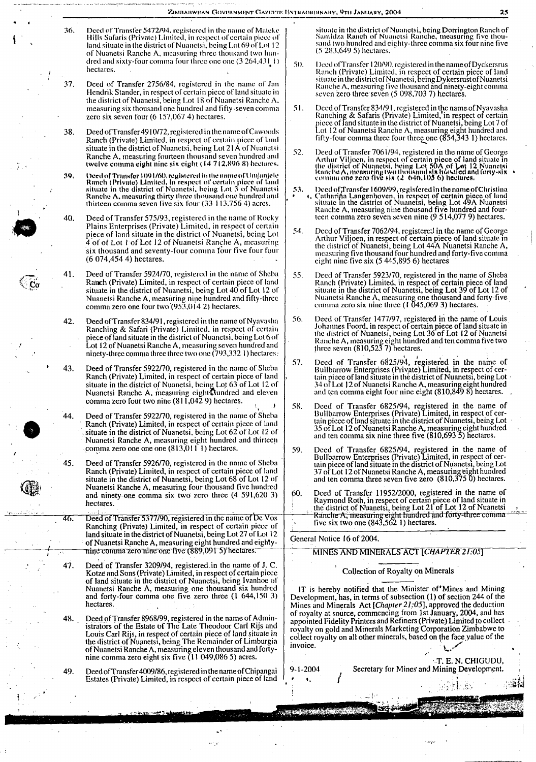36. Deed of Transfer 5472/94, registered in the name of Malcke Hills Safaris (Private) Limited, in respect of certain piece of land situate in the district of Nuanetsi, being Lot 69 of Lot 12 of Nuanetsi Ranche A, measuring three thousand two hundred and sixty-four comma four three one one (3 264,431 1) hectares.

37. Deed of Transfer 2756/84, registered in the name of Jan Hendrik Stander, in respect of certain piece of land situate in the district of Nuanetsi, being Lot 18 of Nuanetsi Ranche A, measuring six thousand one hundred and fifty-seven comma zero six seven four (6 157,067 4) hectares.

38. Deed of Transfer 4910/72, registered in the name of Cawoods Ranch (Private) Limited, in respect of certain piece of land situate in the district of Nuanetsi, being Lot 21A of Nuanetsi Ranche A, measuring fourteen thousand seven hundred and twelve comma eight nine six eight (14 712,896 8) hectares.

39. Deed of Transfer 1091/60, registered in the name of Umjunjele Ranch (Private) Limited, in respect of certain piece of land situate in the district of Nuanetsi, being Lot 3 of Nuanetsi Ranche A, measuring thirty three thousand one hundred and thirteen comma seven five six four (33 113,756 4) acres.

40. Deed of Transfer 575/93, registered in the name of Rocky Plains Enterprises (Private) Limited, in respect of certain piece of land situate in the district of Nuanetsi, being Lot 4 of Lot 1 of Lot 12 of Nuanetsi Ranche A, measuring six thousand and seventy-four comma four five four four (6 074,454 4) hectares.

41. Deed of Transfer 5924/70, registered in the name of Sheba Ranch (Private) Limited, in respect of certain piece of land situate in the district of Nuanetsi, being Lot 40 of Lot 12 of Nuanetsi Ranche A, measuring nine hundred and fifty-three comma zero one four two (953,014 2) hectares.

42. Deed of Transfer 834/91, registered in the name of Nyavasha Ranching & Safari (Private) Limited, in respect of certain piece of land situate in the district of Nuanetsi, being Lot 6 of Lot 12 of Nuanetsi Ranche A, measuring seven hundred and ninety-three comma three three two one (793,332 1) hectares.

43. Deed of Transfer 5922/70, registered in the name of Sheba Ranch (Private) Limited, in respect of certain piece of land situate in the district of Nuanetsi, being Lot 63 of Lot 12 of Nuanetsi Ranche A, measuring eight hundred and eleven comma zero four two nine (811,042 9) hectares.

44. Deed of Transfer 5922/70, registered in the name of Sheba Ranch (Private) Limited, in respect of certain piece of land situate in the district of Nuanetsi, being Lot 62 of Lot 12 of Nuanetsi Ranche A, measuring eight hundred and thirteen comma zero one one one (813,011 1) hectares.

45. Deed of Transfer 5926/70, registered in the name of Sheba Ranch (Private) Limited, in respect of certain piece of land situate in the district of Nuanetsi, being Lot 68 of Lot 12 of Nuanetsi Ranche A, measuring four thousand five hundred and ninety-one comma six two zero three (4 591,620 3) hectares.

46. Deed of Transfer 5377/90, registered in the name of De Vos Ranching (Private) Limited, in respect of certain piece of land situate in the district of Nuanetsi, being Lot 27 of Lot 12 of Nuanetsi Ranche A, measuring eight hundred and eighty-nine comma zero nine one five (889,091 5) hectares.

47. Deed of Transfer 3209/94, registered in the name of J. C. Kotze and Sons (Private) Limited, in respect of certain piece of land situate in the district of Nuanetsi, being Ivanhoe of Nuanetsi Ranche A, measuring one thousand six hundred and forty-four comma one five zero three (1 644,150 3) hectares.

48. Deed of Transfer 8968/99, registered in the name of Administrators of the Estate of The Late Theodoor Carl Rijs and Louis Carl Rijs, in respect of certain piece of land situate in the district of Nuanetsi, being The Remainder of Limburgia of Nuanetsi Ranche A, measuring eleven thousand and forty-nine comma zero eight six five (11 049,086 5) acres.

49. Deed of Transfer 4009/86, registered in the name of Chipangai Estates (Private) Limited, in respect of certain piece of land situate in the district of Nuanetsi, being Dorrington Ranch of Santidza Ranch of Nuanetsi Ranche, measuring five thousand two hundred and eighty-three comma six four nine five (5 283,649 5) hectares.

50. Deed of Transfer 120/90, registered in the name of Dyckersrus Ranch (Private) Limited, in respect of certain piece of land situate in the district of Nuanetsi, being Dykersrust of Nuanetsi Ranche A, measuring five thousand and ninety-eight comma seven zero three seven (5 098,703 7) hectares.

51. Deed of Transfer 834/91, registered in the name of Nyavasha Ranching & Safaris (Private) Limited, in respect of certain piece of land situate in the district of Nuanetsi, being Lot 7 of Lot 12 of Nuanetsi Ranche A, measuring eight hundred and fifty-four comma three four three one (854,343 1) hectares.

52. Deed of Transfer 7061/94, registered in the name of George Arthur Viljoen, in respect of certain piece of land situate in the district of Nuanetsi, being Lot 50A of Lot 12 Nuanetsi Ranche A, measuring two thousand six hundred and forty-six comma one zero five six (2 646,105 6) hectares.

53. Deed of Transfer 1609/99, registered in the name of Christina Catharina Langenhoven, in respect of certain piece of land situate in the district of Nuanetsi, being Lot 49A Nuanetsi Ranche A, measuring nine thousand five hundred and fourteen comma zero seven seven nine (9 514,077 9) hectares.

54. Deed of Transfer 7062/94, registered in the name of George Arthur Viljoen, in respect of certain piece of land situate in the district of Nuanetsi, being Lot 44A Nuanetsi Ranche A, measuring five thousand four hundred and forty-five comma eight nine five six (5 445,895 6) hectares

55. Deed of Transfer 5923/70, registered in the name of Sheba Ranch (Private) Limited, in respect of certain piece of land situate in the district of Nuanetsi, being Lot 39 of Lot 12 of Nuanetsi Ranche A, measuring one thousand and forty-five comma zero six nine three (1 045,069 3) hectares.

56. Deed of Transfer 1477/97, registered in the name of Louis Johannes Foord, in respect of certain piece of land situate in the district of Nuanetsi, being Lot 36 of Lot 12 of Nuanetsi Ranche A, measuring eight hundred and ten comma five two three seven (810,523 7) hectares.

57. Deed of Transfer 6825/94, registered in the name of Bullbarrow Enterprises (Private) Limited, in respect of certain piece of land situate in the district of Nuanetsi, being Lot 34 of Lot 12 of Nuanetsi Ranche A, measuring eight hundred and ten comma eight four nine eight (810,849 8) hectares.

58. Deed of Transfer 6825/94, registered in the name of Bullbarrow Enterprises (Private) Limited, in respect of certain piece of land situate in the district of Nuanetsi, being Lot 35 of Lot 12 of Nuanetsi Ranche A, measuring eight hundred and ten comma six nine three five (810,693 5) hectares.

59. Deed of Transfer 6825/94, registered in the name of Bullbarrow Enterprises (Private) Limited, in respect of certain piece of land situate in the district of Nuanetsi, being Lot 37 of Lot 12 of Nuanetsi Ranche A, measuring eight hundred and ten comma three seven five zero (810,375 0) hectares.

60. Deed of Transfer 11952/2000, registered in the name of Raymond Roth, in respect of certain piece of land situate in the district of Nuanetsi, being Lot 21 of Lot 12 of Nuanetsi Ranche A, measuring eight hundred and forty-three comma five six two one (843,562 1) hectares.

General Notice 16 of 2004.

## MINES AND MINERALS ACT [*CHAPTER 21:05*]

### Collection of Royalty on Minerals

IT is hereby notified that the Minister of Mines and Mining Development, has, in terms of subsection (1) of section 244 of the Mines and Minerals Act [*Chapter 21:05*], approved the deduction of royalty at source, commencing from 1st January, 2004, and has appointed Fidelity Printers and Refiners (Private) Limited to collect royalty on gold and Minerals Marketing Corporation Zimbabwe to collect royalty on all other minerals, based on the face value of the invoice.

T. E. N. CHIGUDU,
Secretary for Mines and Mining Development.

9-1-2004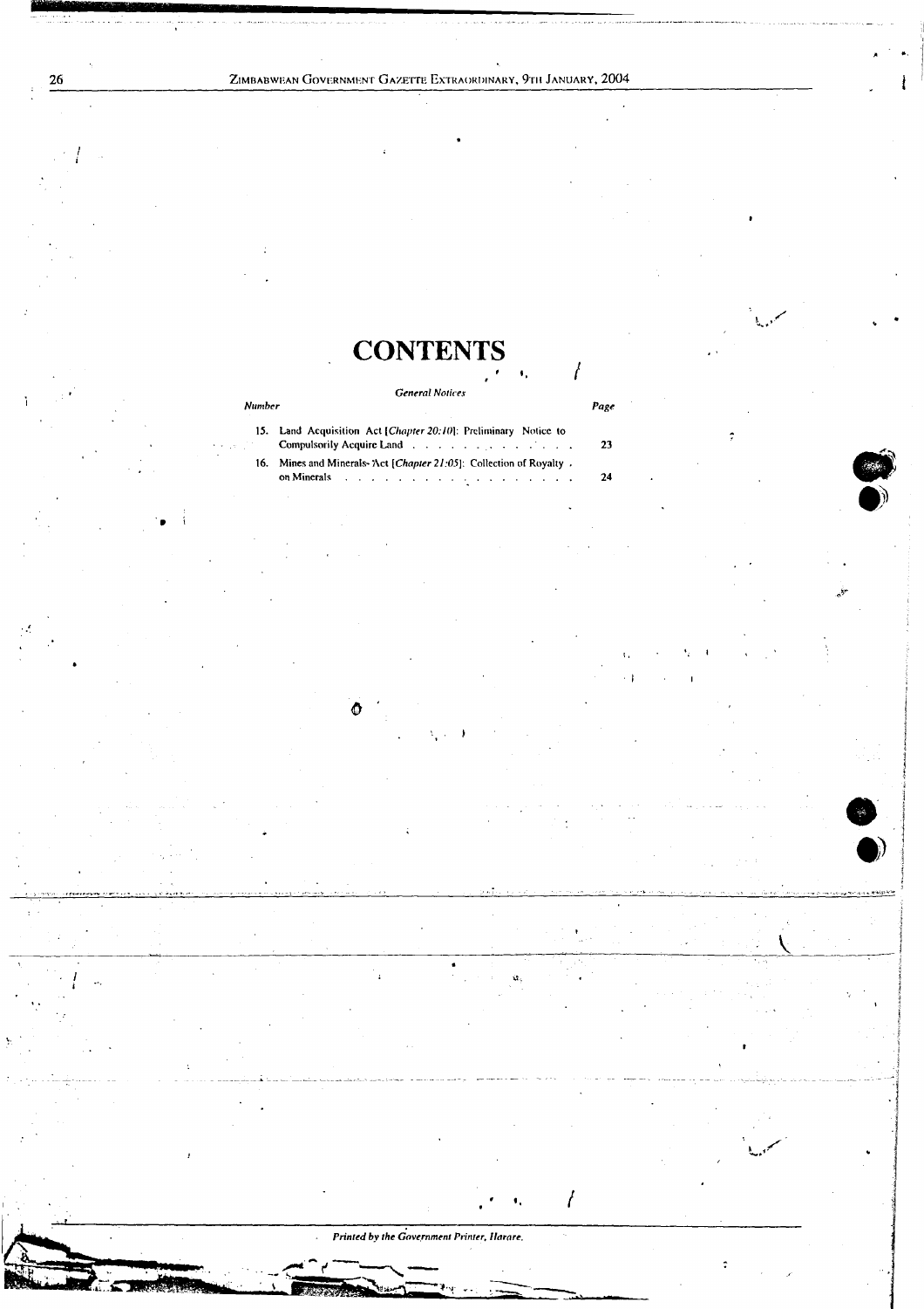# CONTENTS

*General Notices*

| *Number* | | *Page* |
|---|---|---|
| 15. | Land Acquisition Act [*Chapter 20:10*]: Preliminary Notice to Compulsorily Acquire Land | 23 |
| 16. | Mines and Minerals Act [*Chapter 21:05*]: Collection of Royalty on Minerals | 24 |

*Printed by the Government Printer, Harare.*